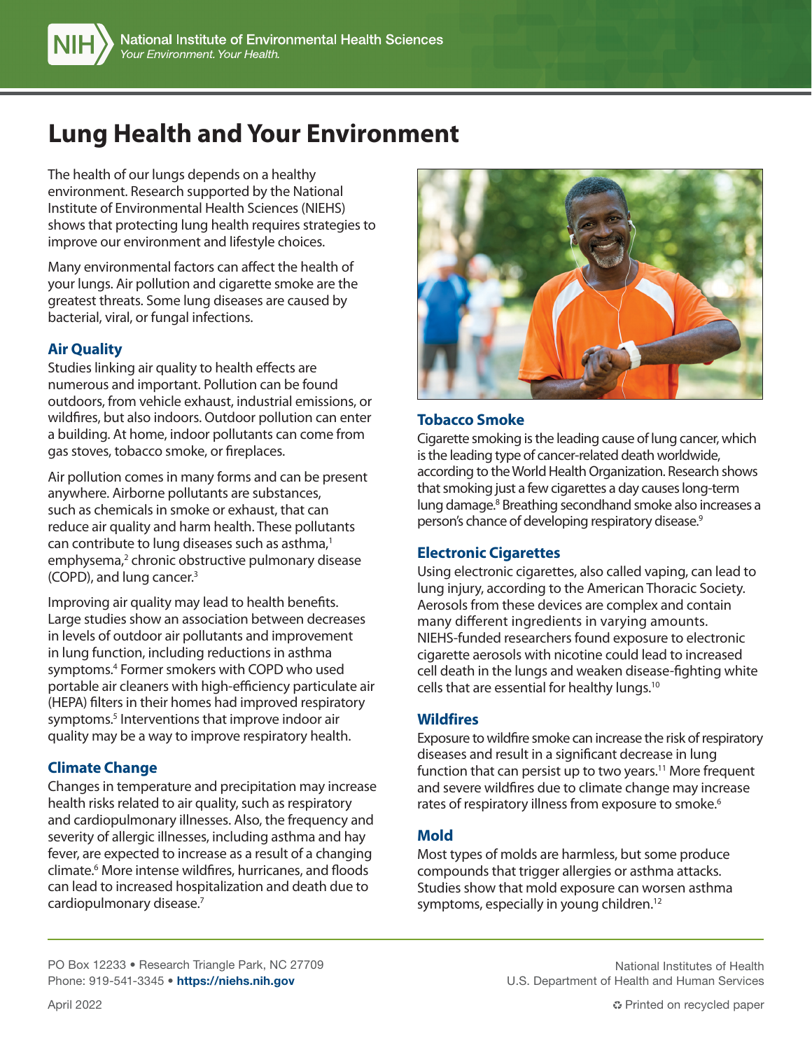# Lung Health and Your Environment

The health of our lungs depends on a healthy environment. Research supported by the National Institute of Environmental Health Sciences (NIEHS) shows that protecting lung health requires strategies to improve our environment and lifestyle choices.

Many environmental factors can affect the health of your lungs. Air pollution and cigarette smoke are the greatest threats. Some lung diseases are caused by bacterial, viral, or fungal infections.

## Air Quality

Studies linking air quality to health effects are numerous and important. Pollution can be found outdoors, from vehicle exhaust, industrial emissions, or wildfires, but also indoors. Outdoor pollution can enter a building. At home, indoor pollutants can come from gas stoves, tobacco smoke, or fireplaces.

Air pollution comes in many forms and can be present anywhere. Airborne pollutants are substances, such as chemicals in smoke or exhaust, that can reduce air quality and harm health. These pollutants can contribute to lung diseases such as asthma,[1] emphysema,[2] chronic obstructive pulmonary disease (COPD), and lung cancer.[3]

Improving air quality may lead to health benefits. Large studies show an association between decreases in levels of outdoor air pollutants and improvement in lung function, including reductions in asthma symptoms.[4] Former smokers with COPD who used portable air cleaners with high-efficiency particulate air (HEPA) filters in their homes had improved respiratory symptoms.[5] Interventions that improve indoor air quality may be a way to improve respiratory health.

## Climate Change

Changes in temperature and precipitation may increase health risks related to air quality, such as respiratory and cardiopulmonary illnesses. Also, the frequency and severity of allergic illnesses, including asthma and hay fever, are expected to increase as a result of a changing climate.[6] More intense wildfires, hurricanes, and floods can lead to increased hospitalization and death due to cardiopulmonary disease.[7]

## Tobacco Smoke

Cigarette smoking is the leading cause of lung cancer, which is the leading type of cancer-related death worldwide, according to the World Health Organization. Research shows that smoking just a few cigarettes a day causes long-term lung damage.[8] Breathing secondhand smoke also increases a person's chance of developing respiratory disease.[9]

## Electronic Cigarettes

Using electronic cigarettes, also called vaping, can lead to lung injury, according to the American Thoracic Society. Aerosols from these devices are complex and contain many different ingredients in varying amounts. NIEHS-funded researchers found exposure to electronic cigarette aerosols with nicotine could lead to increased cell death in the lungs and weaken disease-fighting white cells that are essential for healthy lungs.[10]

## Wildfires

Exposure to wildfire smoke can increase the risk of respiratory diseases and result in a significant decrease in lung function that can persist up to two years.[11] More frequent and severe wildfires due to climate change may increase rates of respiratory illness from exposure to smoke.[6]

## Mold

Most types of molds are harmless, but some produce compounds that trigger allergies or asthma attacks. Studies show that mold exposure can worsen asthma symptoms, especially in young children.[12]

PO Box 12233 • Research Triangle Park, NC 27709
Phone: 919-541-3345 • **https://niehs.nih.gov**

National Institutes of Health
U.S. Department of Health and Human Services

April 2022

Printed on recycled paper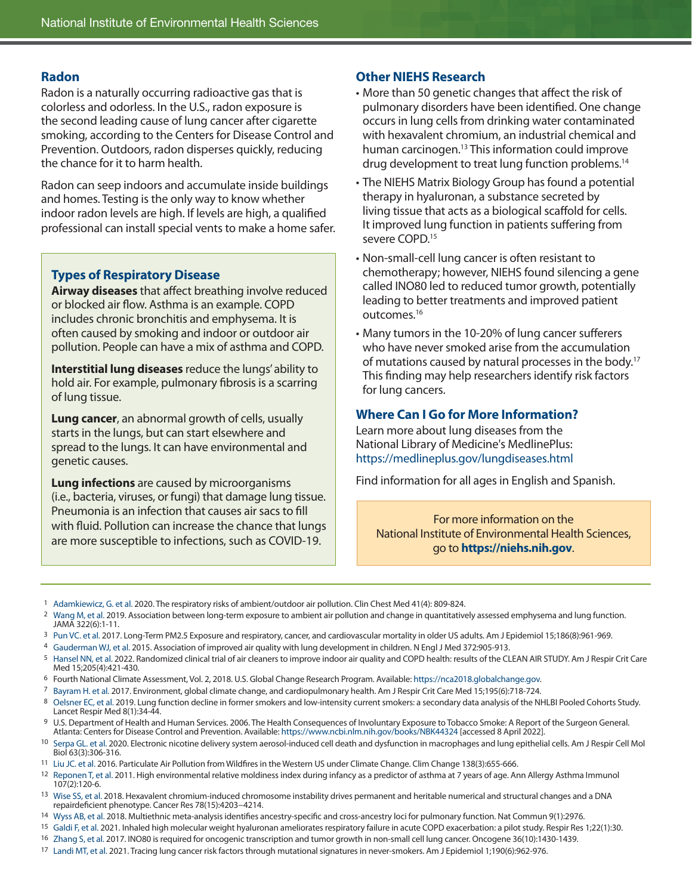## Radon

Radon is a naturally occurring radioactive gas that is colorless and odorless. In the U.S., radon exposure is the second leading cause of lung cancer after cigarette smoking, according to the Centers for Disease Control and Prevention. Outdoors, radon disperses quickly, reducing the chance for it to harm health.

Radon can seep indoors and accumulate inside buildings and homes. Testing is the only way to know whether indoor radon levels are high. If levels are high, a qualified professional can install special vents to make a home safer.

### Types of Respiratory Disease

**Airway diseases** that affect breathing involve reduced or blocked air flow. Asthma is an example. COPD includes chronic bronchitis and emphysema. It is often caused by smoking and indoor or outdoor air pollution. People can have a mix of asthma and COPD.

**Interstitial lung diseases** reduce the lungs' ability to hold air. For example, pulmonary fibrosis is a scarring of lung tissue.

**Lung cancer**, an abnormal growth of cells, usually starts in the lungs, but can start elsewhere and spread to the lungs. It can have environmental and genetic causes.

**Lung infections** are caused by microorganisms (i.e., bacteria, viruses, or fungi) that damage lung tissue. Pneumonia is an infection that causes air sacs to fill with fluid. Pollution can increase the chance that lungs are more susceptible to infections, such as COVID-19.

## Other NIEHS Research

- More than 50 genetic changes that affect the risk of pulmonary disorders have been identified. One change occurs in lung cells from drinking water contaminated with hexavalent chromium, an industrial chemical and human carcinogen.[13] This information could improve drug development to treat lung function problems.[14]
- The NIEHS Matrix Biology Group has found a potential therapy in hyaluronan, a substance secreted by living tissue that acts as a biological scaffold for cells. It improved lung function in patients suffering from severe COPD.[15]
- Non-small-cell lung cancer is often resistant to chemotherapy; however, NIEHS found silencing a gene called INO80 led to reduced tumor growth, potentially leading to better treatments and improved patient outcomes.[16]
- Many tumors in the 10-20% of lung cancer sufferers who have never smoked arise from the accumulation of mutations caused by natural processes in the body.[17] This finding may help researchers identify risk factors for lung cancers.

## Where Can I Go for More Information?

Learn more about lung diseases from the National Library of Medicine's MedlinePlus: https://medlineplus.gov/lungdiseases.html

Find information for all ages in English and Spanish.

For more information on the National Institute of Environmental Health Sciences, go to **https://niehs.nih.gov**.

---

1 Adamkiewicz, G. et al. 2020. The respiratory risks of ambient/outdoor air pollution. Clin Chest Med 41(4): 809-824.

2 Wang M, et al. 2019. Association between long-term exposure to ambient air pollution and change in quantitatively assessed emphysema and lung function. JAMA 322(6):1-11.

3 Pun VC. et al. 2017. Long-Term PM2.5 Exposure and respiratory, cancer, and cardiovascular mortality in older US adults. Am J Epidemiol 15;186(8):961-969.

4 Gauderman WJ, et al. 2015. Association of improved air quality with lung development in children. N Engl J Med 372:905-913.

5 Hansel NN, et al. 2022. Randomized clinical trial of air cleaners to improve indoor air quality and COPD health: results of the CLEAN AIR STUDY. Am J Respir Crit Care Med 15;205(4):421-430.

6 Fourth National Climate Assessment, Vol. 2, 2018. U.S. Global Change Research Program. Available: https://nca2018.globalchange.gov.

7 Bayram H. et al. 2017. Environment, global climate change, and cardiopulmonary health. Am J Respir Crit Care Med 15;195(6):718-724.

8 Oelsner EC, et al. 2019. Lung function decline in former smokers and low-intensity current smokers: a secondary data analysis of the NHLBI Pooled Cohorts Study. Lancet Respir Med 8(1):34-44.

9 U.S. Department of Health and Human Services. 2006. The Health Consequences of Involuntary Exposure to Tobacco Smoke: A Report of the Surgeon General. Atlanta: Centers for Disease Control and Prevention. Available: https://www.ncbi.nlm.nih.gov/books/NBK44324 [accessed 8 April 2022].

10 Serpa GL. et al. 2020. Electronic nicotine delivery system aerosol-induced cell death and dysfunction in macrophages and lung epithelial cells. Am J Respir Cell Mol Biol 63(3):306-316.

11 Liu JC. et al. 2016. Particulate Air Pollution from Wildfires in the Western US under Climate Change. Clim Change 138(3):655-666.

12 Reponen T, et al. 2011. High environmental relative moldiness index during infancy as a predictor of asthma at 7 years of age. Ann Allergy Asthma Immunol 107(2):120-6.

13 Wise SS, et al. 2018. Hexavalent chromium-induced chromosome instability drives permanent and heritable numerical and structural changes and a DNA repairdeficient phenotype. Cancer Res 78(15):4203–4214.

14 Wyss AB, et al. 2018. Multiethnic meta-analysis identifies ancestry-specific and cross-ancestry loci for pulmonary function. Nat Commun 9(1):2976.

15 Galdi F, et al. 2021. Inhaled high molecular weight hyaluronan ameliorates respiratory failure in acute COPD exacerbation: a pilot study. Respir Res 1;22(1):30.

16 Zhang S, et al. 2017. INO80 is required for oncogenic transcription and tumor growth in non-small cell lung cancer. Oncogene 36(10):1430-1439.

17 Landi MT, et al. 2021. Tracing lung cancer risk factors through mutational signatures in never-smokers. Am J Epidemiol 1;190(6):962-976.